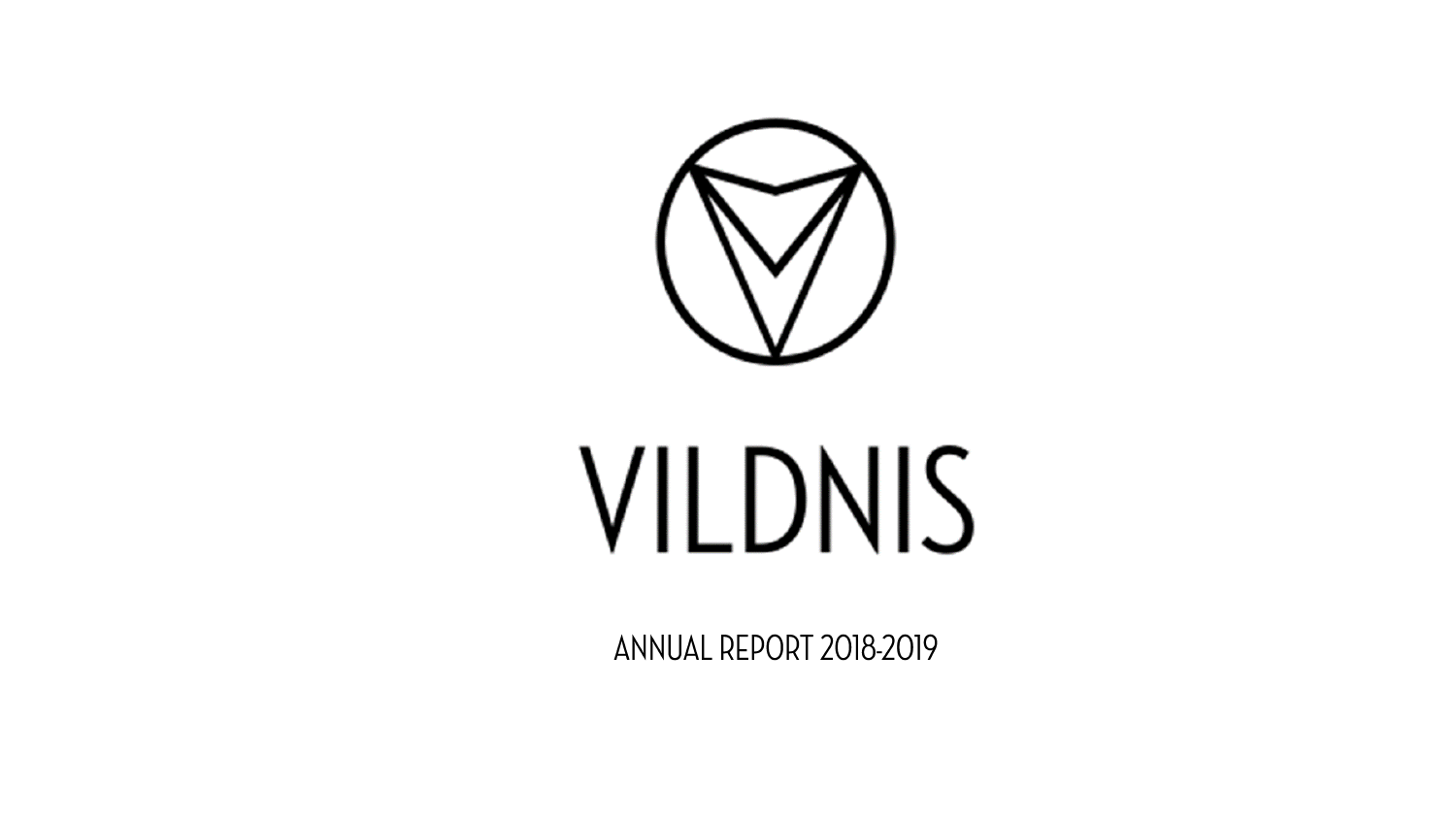# VILDNIS

ANNUAL REPORT 2018-2019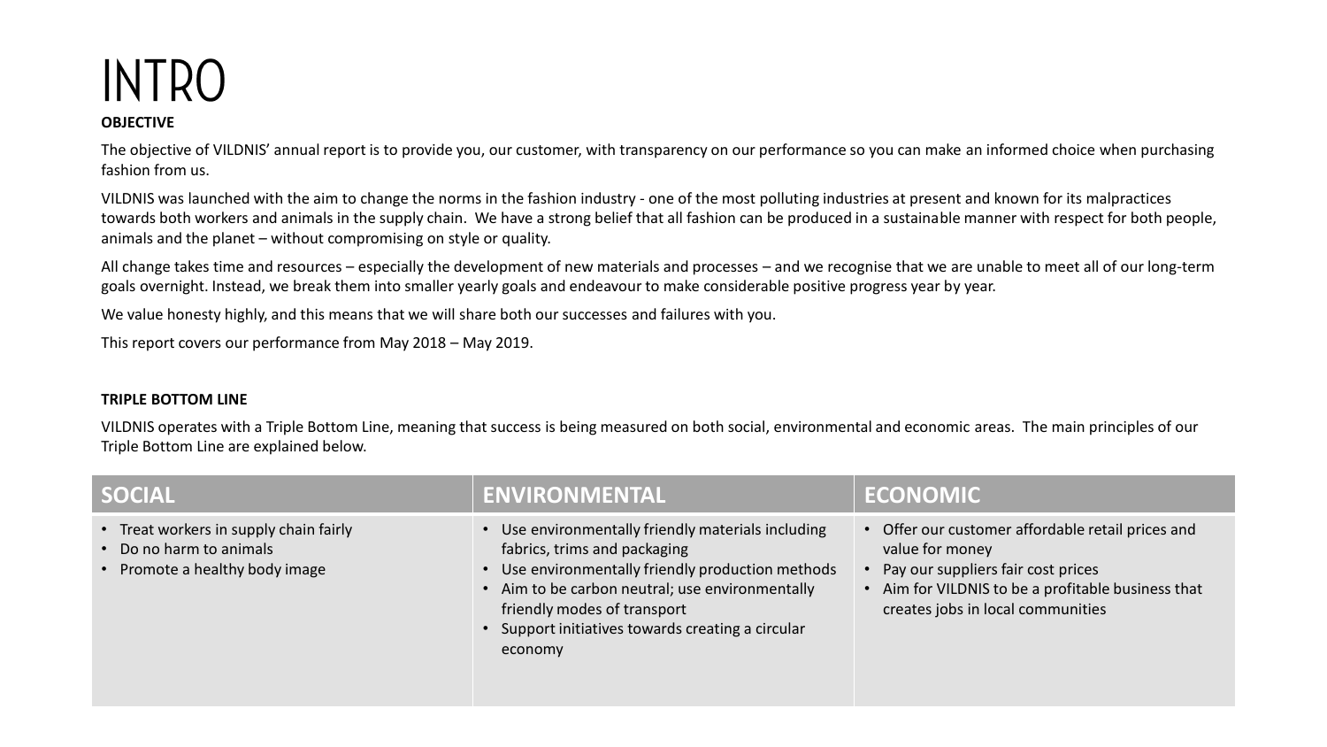# INTRO

**OBJECTIVE**

The objective of VILDNIS' annual report is to provide you, our customer, with transparency on our performance so you can make an informed choice when purchasing fashion from us.

VILDNIS was launched with the aim to change the norms in the fashion industry - one of the most polluting industries at present and known for its malpractices towards both workers and animals in the supply chain. We have a strong belief that all fashion can be produced in a sustainable manner with respect for both people, animals and the planet – without compromising on style or quality.

All change takes time and resources – especially the development of new materials and processes – and we recognise that we are unable to meet all of our long-term goals overnight. Instead, we break them into smaller yearly goals and endeavour to make considerable positive progress year by year.

We value honesty highly, and this means that we will share both our successes and failures with you.

This report covers our performance from May 2018 – May 2019.

**TRIPLE BOTTOM LINE**

VILDNIS operates with a Triple Bottom Line, meaning that success is being measured on both social, environmental and economic areas. The main principles of our Triple Bottom Line are explained below.

| SOCIAL | ENVIRONMENTAL | ECONOMIC |
|---|---|---|
| • Treat workers in supply chain fairly<br>• Do no harm to animals<br>• Promote a healthy body image | • Use environmentally friendly materials including fabrics, trims and packaging<br>• Use environmentally friendly production methods<br>• Aim to be carbon neutral; use environmentally friendly modes of transport<br>• Support initiatives towards creating a circular economy | • Offer our customer affordable retail prices and value for money<br>• Pay our suppliers fair cost prices<br>• Aim for VILDNIS to be a profitable business that creates jobs in local communities |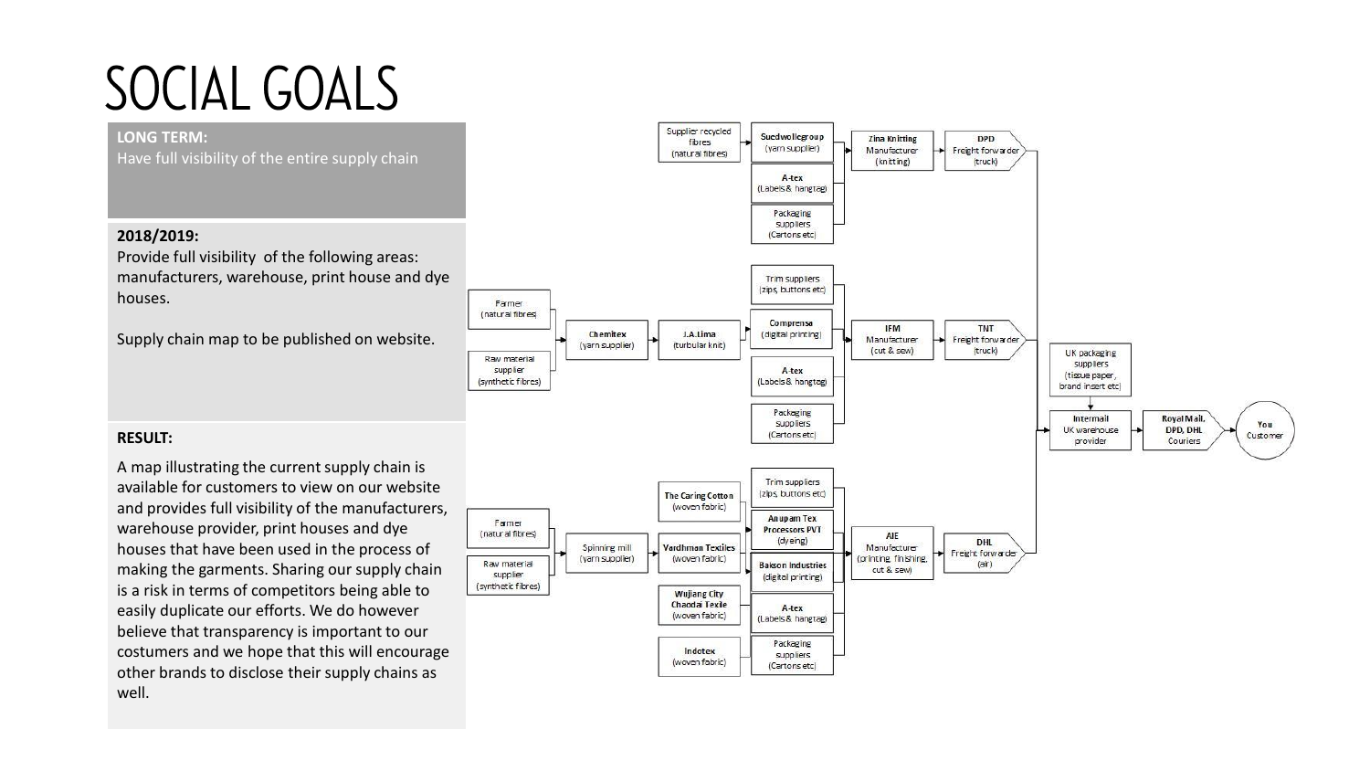# SOCIAL GOALS

**LONG TERM:**
Have full visibility of the entire supply chain

**2018/2019:**
Provide full visibility of the following areas: manufacturers, warehouse, print house and dye houses.

Supply chain map to be published on website.

**RESULT:**

A map illustrating the current supply chain is available for customers to view on our website and provides full visibility of the manufacturers, warehouse provider, print houses and dye houses that have been used in the process of making the garments. Sharing our supply chain is a risk in terms of competitors being able to easily duplicate our efforts. We do however believe that transparency is important to our costumers and we hope that this will encourage other brands to disclose their supply chains as well.

Supplier recycled fibres (natural fibres) → Suedwollegroup (yarn supplier) → Zina Knitting Manufacturer (knitting) → DPD Freight forwarder (truck)

A-tex (Labels & hangtag) → Zina Knitting Manufacturer (knitting)

Packaging suppliers (Cartons etc) → Zina Knitting Manufacturer (knitting)

Farmer (natural fibres) / Raw material supplier (synthetic fibres) → Chemitex (yarn supplier) → J.A.Lima (turbular knit) → IFM Manufacturer (cut & sew) → TNT Freight forwarder (truck)

Trim suppliers (zips, buttons etc) / Comprensa (digital printing) / A-tex (Labels & hangtag) / Packaging suppliers (Cartons etc) → IFM Manufacturer (cut & sew)

Farmer (natural fibres) / Raw material supplier (synthetic fibres) → Spinning mill (yarn supplier) → Vardhman Textiles (woven fabric)

The Caring Cotton (woven fabric) / Vardhman Textiles (woven fabric) / Wujiang City Chaodai Texile (woven fabric) / Indotex (woven fabric) → Anupam Tex Processors PVT (dyeing) / Bakson Industries (digital printing)

Trim suppliers (zips, buttons etc) / Anupam Tex Processors PVT (dyeing) / Bakson Industries (digital printing) / A-tex (Labels & hangtag) / Packaging suppliers (Cartons etc) → AIE Manufacturer (printing, finishing, cut & sew) → DHL Freight forwarder (air)

UK packaging suppliers (tissue paper, brand insert etc) → Intermail UK warehouse provider

DPD / TNT / DHL → Intermail UK warehouse provider → Royal Mail, DPD, DHL Couriers → You Customer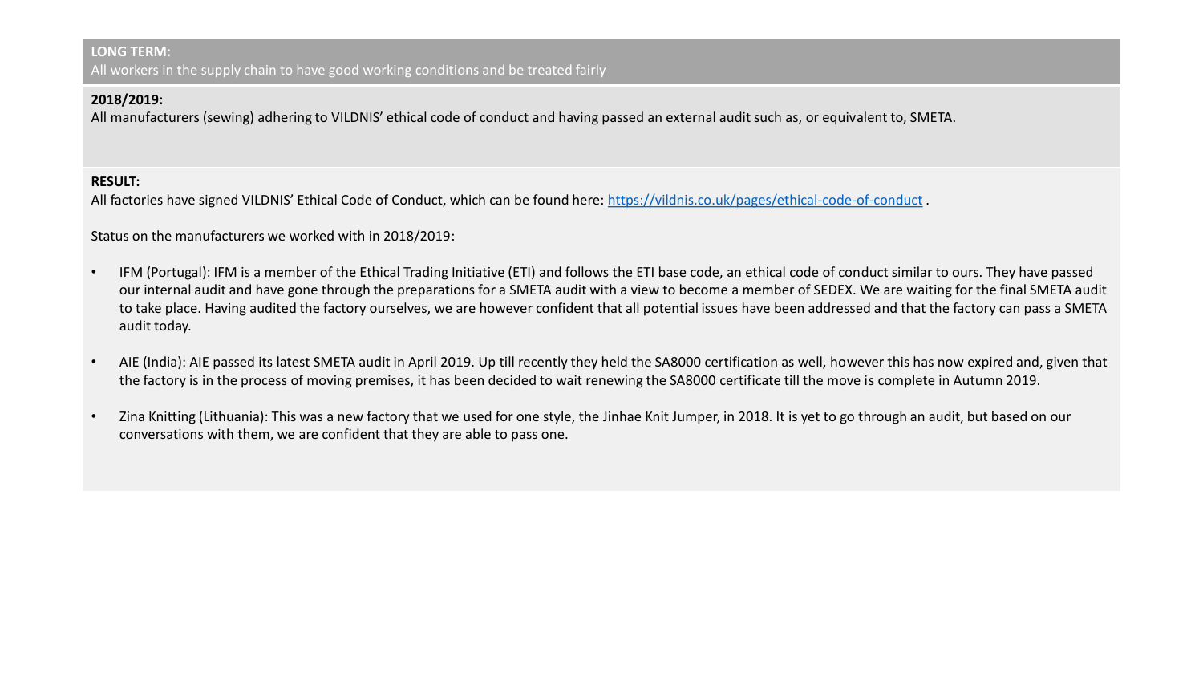**LONG TERM:**
All workers in the supply chain to have good working conditions and be treated fairly

**2018/2019:**
All manufacturers (sewing) adhering to VILDNIS' ethical code of conduct and having passed an external audit such as, or equivalent to, SMETA.

**RESULT:**
All factories have signed VILDNIS' Ethical Code of Conduct, which can be found here: [https://vildnis.co.uk/pages/ethical-code-of-conduct](https://vildnis.co.uk/pages/ethical-code-of-conduct) .

Status on the manufacturers we worked with in 2018/2019:

- IFM (Portugal): IFM is a member of the Ethical Trading Initiative (ETI) and follows the ETI base code, an ethical code of conduct similar to ours. They have passed our internal audit and have gone through the preparations for a SMETA audit with a view to become a member of SEDEX. We are waiting for the final SMETA audit to take place. Having audited the factory ourselves, we are however confident that all potential issues have been addressed and that the factory can pass a SMETA audit today.

- AIE (India): AIE passed its latest SMETA audit in April 2019. Up till recently they held the SA8000 certification as well, however this has now expired and, given that the factory is in the process of moving premises, it has been decided to wait renewing the SA8000 certificate till the move is complete in Autumn 2019.

- Zina Knitting (Lithuania): This was a new factory that we used for one style, the Jinhae Knit Jumper, in 2018. It is yet to go through an audit, but based on our conversations with them, we are confident that they are able to pass one.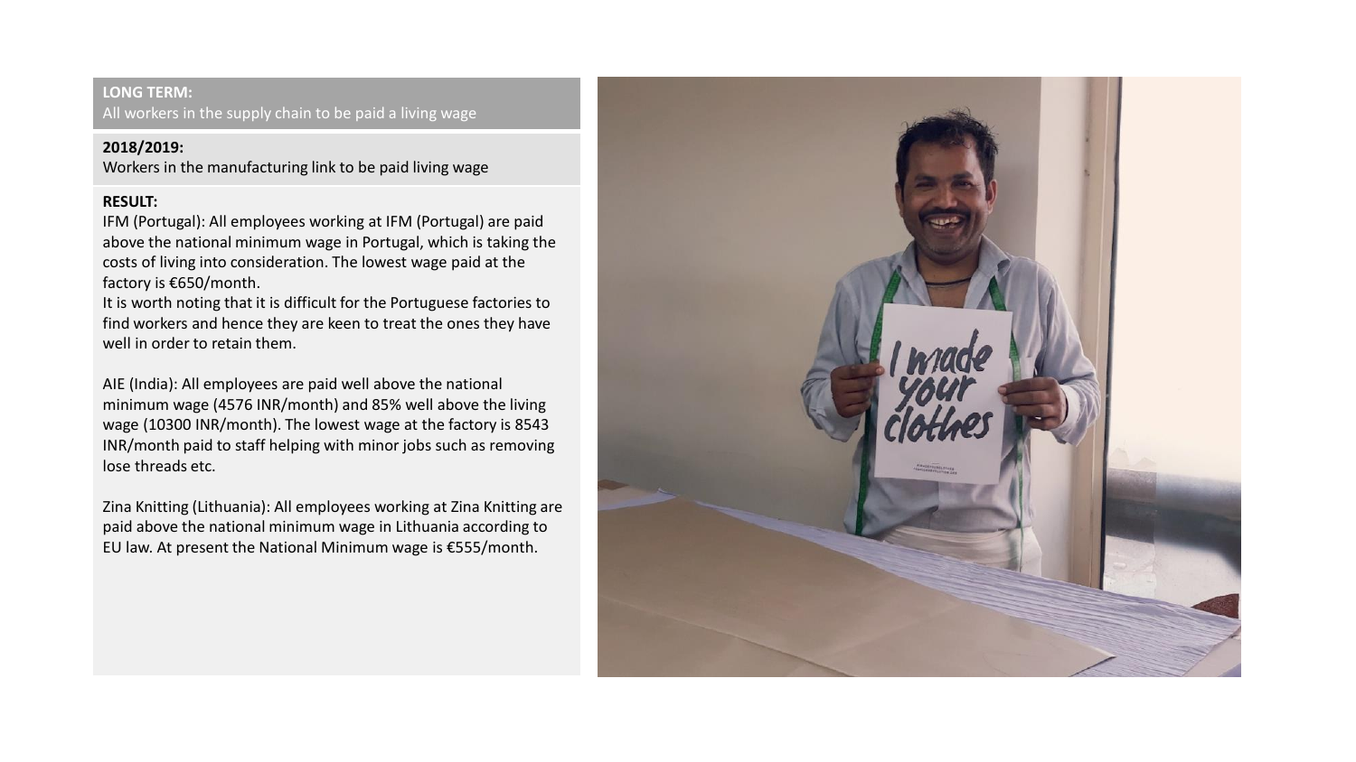**LONG TERM:**
All workers in the supply chain to be paid a living wage

**2018/2019:**
Workers in the manufacturing link to be paid living wage

**RESULT:**

IFM (Portugal): All employees working at IFM (Portugal) are paid above the national minimum wage in Portugal, which is taking the costs of living into consideration. The lowest wage paid at the factory is €650/month.
It is worth noting that it is difficult for the Portuguese factories to find workers and hence they are keen to treat the ones they have well in order to retain them.

AIE (India): All employees are paid well above the national minimum wage (4576 INR/month) and 85% well above the living wage (10300 INR/month). The lowest wage at the factory is 8543 INR/month paid to staff helping with minor jobs such as removing lose threads etc.

Zina Knitting (Lithuania): All employees working at Zina Knitting are paid above the national minimum wage in Lithuania according to EU law. At present the National Minimum wage is €555/month.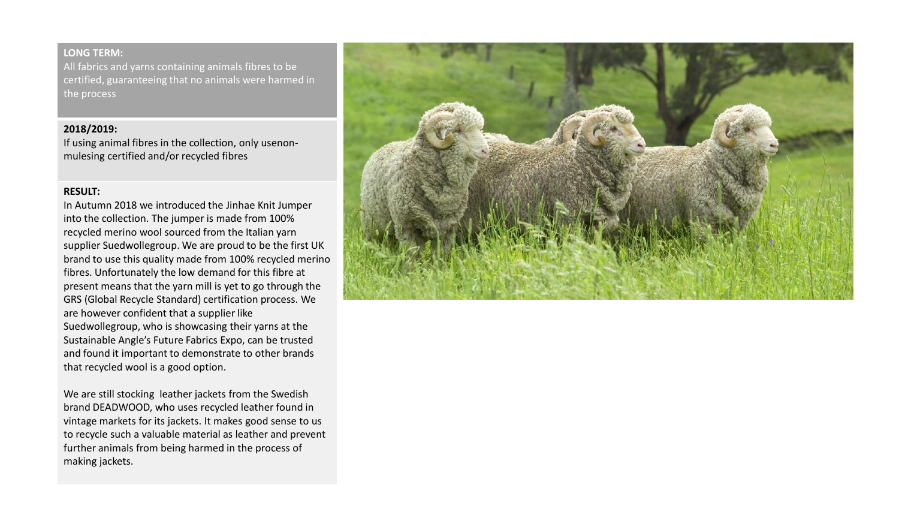**LONG TERM:**

All fabrics and yarns containing animals fibres to be certified, guaranteeing that no animals were harmed in the process

**2018/2019:**

If using animal fibres in the collection, only usenon-mulesing certified and/or recycled fibres

**RESULT:**

In Autumn 2018 we introduced the Jinhae Knit Jumper into the collection. The jumper is made from 100% recycled merino wool sourced from the Italian yarn supplier Suedwollegroup. We are proud to be the first UK brand to use this quality made from 100% recycled merino fibres. Unfortunately the low demand for this fibre at present means that the yarn mill is yet to go through the GRS (Global Recycle Standard) certification process. We are however confident that a supplier like Suedwollegroup, who is showcasing their yarns at the Sustainable Angle's Future Fabrics Expo, can be trusted and found it important to demonstrate to other brands that recycled wool is a good option.

We are still stocking leather jackets from the Swedish brand DEADWOOD, who uses recycled leather found in vintage markets for its jackets. It makes good sense to us to recycle such a valuable material as leather and prevent further animals from being harmed in the process of making jackets.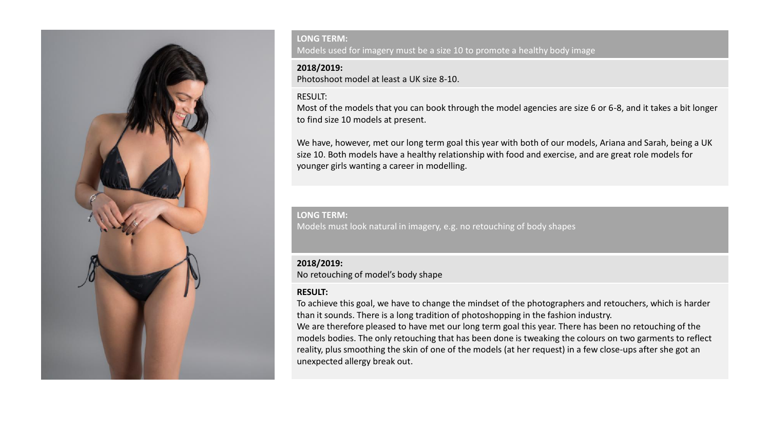**LONG TERM:**
Models used for imagery must be a size 10 to promote a healthy body image

**2018/2019:**
Photoshoot model at least a UK size 8-10.

RESULT:
Most of the models that you can book through the model agencies are size 6 or 6-8, and it takes a bit longer to find size 10 models at present.

We have, however, met our long term goal this year with both of our models, Ariana and Sarah, being a UK size 10. Both models have a healthy relationship with food and exercise, and are great role models for younger girls wanting a career in modelling.

**LONG TERM:**
Models must look natural in imagery, e.g. no retouching of body shapes

**2018/2019:**
No retouching of model's body shape

**RESULT:**
To achieve this goal, we have to change the mindset of the photographers and retouchers, which is harder than it sounds. There is a long tradition of photoshopping in the fashion industry.
We are therefore pleased to have met our long term goal this year. There has been no retouching of the models bodies. The only retouching that has been done is tweaking the colours on two garments to reflect reality, plus smoothing the skin of one of the models (at her request) in a few close-ups after she got an unexpected allergy break out.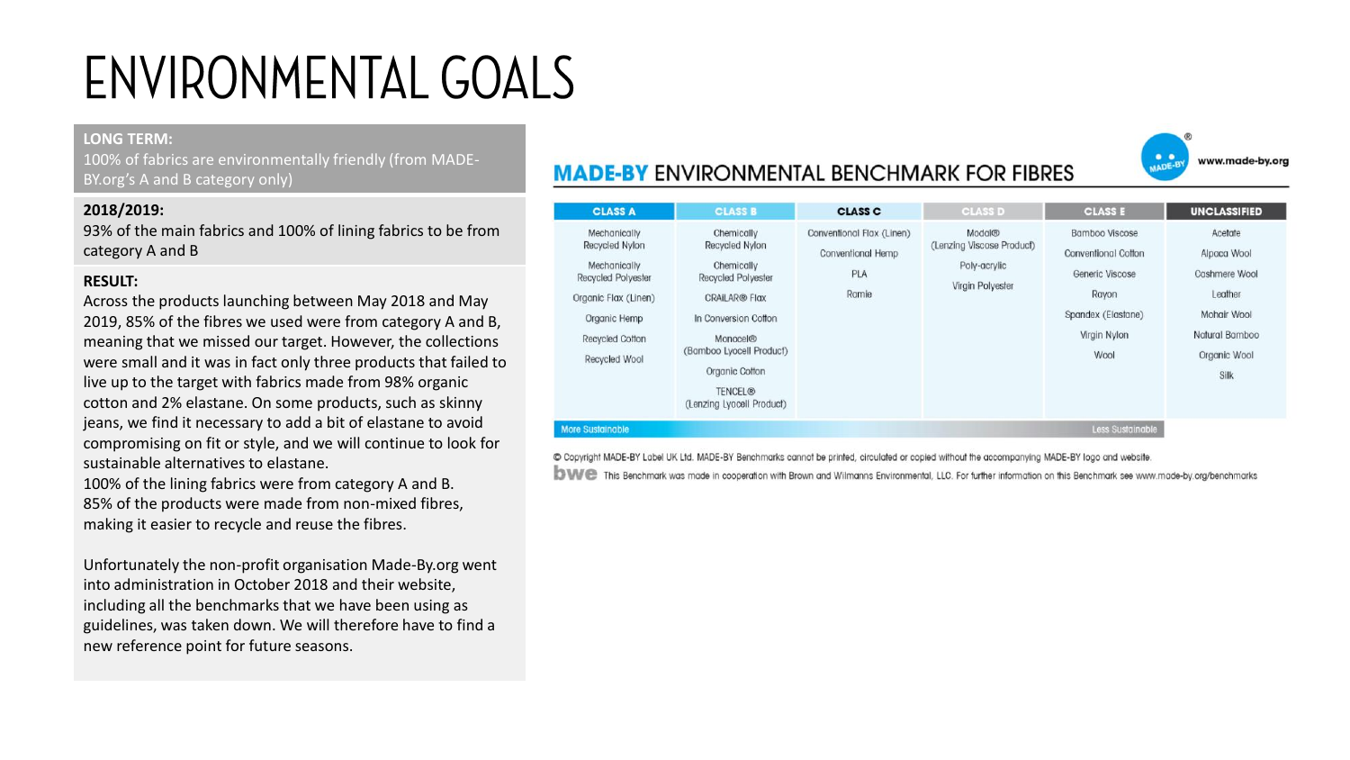# ENVIRONMENTAL GOALS

**LONG TERM:**
100% of fabrics are environmentally friendly (from MADE-BY.org's A and B category only)

**2018/2019:**
93% of the main fabrics and 100% of lining fabrics to be from category A and B

**RESULT:**
Across the products launching between May 2018 and May 2019, 85% of the fibres we used were from category A and B, meaning that we missed our target. However, the collections were small and it was in fact only three products that failed to live up to the target with fabrics made from 98% organic cotton and 2% elastane. On some products, such as skinny jeans, we find it necessary to add a bit of elastane to avoid compromising on fit or style, and we will continue to look for sustainable alternatives to elastane.
100% of the lining fabrics were from category A and B.
85% of the products were made from non-mixed fibres, making it easier to recycle and reuse the fibres.

Unfortunately the non-profit organisation Made-By.org went into administration in October 2018 and their website, including all the benchmarks that we have been using as guidelines, was taken down. We will therefore have to find a new reference point for future seasons.

## MADE-BY ENVIRONMENTAL BENCHMARK FOR FIBRES

www.made-by.org

| CLASS A | CLASS B | CLASS C | CLASS D | CLASS E | UNCLASSIFIED |
|---|---|---|---|---|---|
| Mechanically Recycled Nylon | Chemically Recycled Nylon | Conventional Flax (Linen) | Modal® (Lenzing Viscose Product) | Bamboo Viscose | Acetate |
| Mechanically Recycled Polyester | Chemically Recycled Polyester | Conventional Hemp | Poly-acrylic | Conventional Cotton | Alpaca Wool |
| Organic Flax (Linen) | CRAILAR® Flax | PLA | Virgin Polyester | Generic Viscose | Cashmere Wool |
| Organic Hemp | In Conversion Cotton | Ramie | | Rayon | Leather |
| Recycled Cotton | Monocel® (Bamboo Lyocell Product) | | | Spandex (Elastane) | Mohair Wool |
| Recycled Wool | Organic Cotton | | | Virgin Nylon | Natural Bamboo |
| | TENCEL® (Lenzing Lyocell Product) | | | Wool | Organic Wool |
| | | | | | Silk |

More Sustainable → Less Sustainable

© Copyright MADE-BY Label UK Ltd. MADE-BY Benchmarks cannot be printed, circulated or copied without the accompanying MADE-BY logo and website.

bwe This Benchmark was made in cooperation with Brown and Wilmanns Environmental, LLC. For further information on this Benchmark see www.made-by.org/benchmarks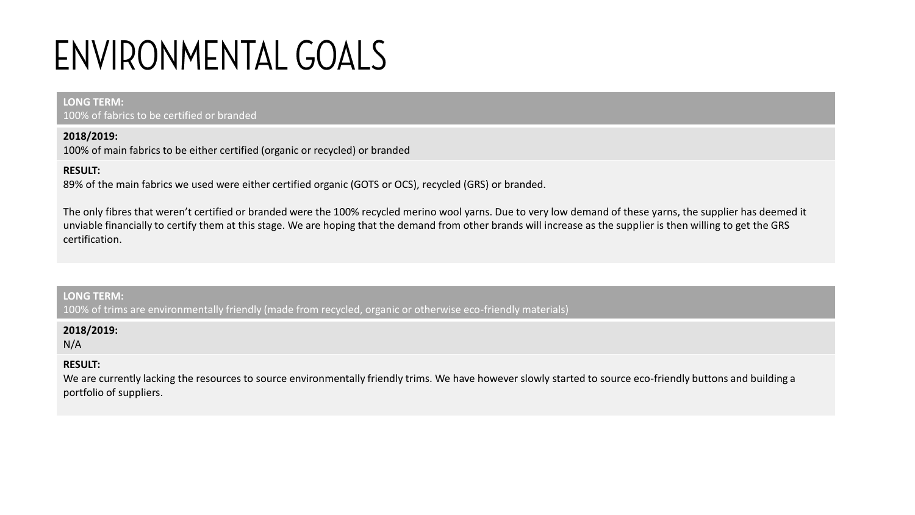# ENVIRONMENTAL GOALS

**LONG TERM:**
100% of fabrics to be certified or branded

**2018/2019:**
100% of main fabrics to be either certified (organic or recycled) or branded

**RESULT:**
89% of the main fabrics we used were either certified organic (GOTS or OCS), recycled (GRS) or branded.

The only fibres that weren't certified or branded were the 100% recycled merino wool yarns. Due to very low demand of these yarns, the supplier has deemed it unviable financially to certify them at this stage. We are hoping that the demand from other brands will increase as the supplier is then willing to get the GRS certification.

**LONG TERM:**
100% of trims are environmentally friendly (made from recycled, organic or otherwise eco-friendly materials)

**2018/2019:**
N/A

**RESULT:**
We are currently lacking the resources to source environmentally friendly trims. We have however slowly started to source eco-friendly buttons and building a portfolio of suppliers.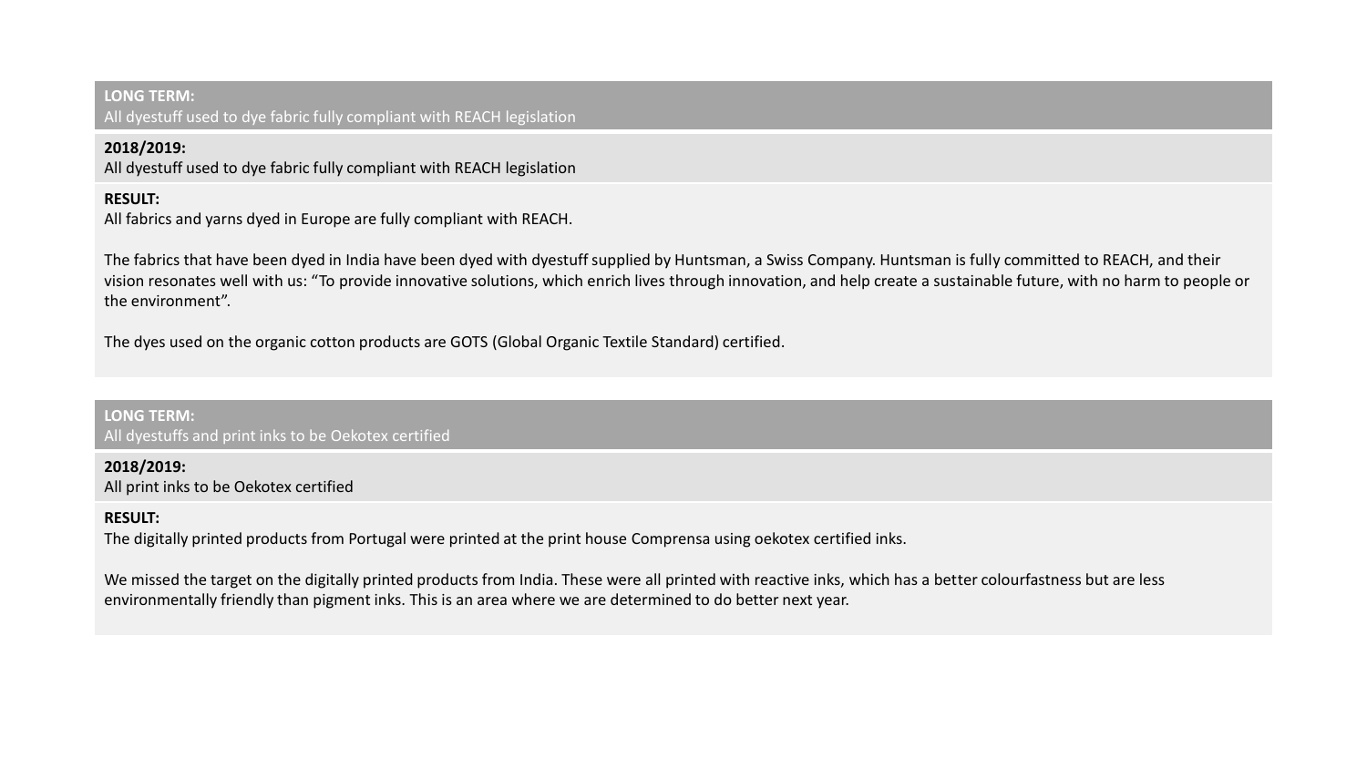**LONG TERM:**
All dyestuff used to dye fabric fully compliant with REACH legislation

**2018/2019:**
All dyestuff used to dye fabric fully compliant with REACH legislation

**RESULT:**
All fabrics and yarns dyed in Europe are fully compliant with REACH.

The fabrics that have been dyed in India have been dyed with dyestuff supplied by Huntsman, a Swiss Company. Huntsman is fully committed to REACH, and their vision resonates well with us: "To provide innovative solutions, which enrich lives through innovation, and help create a sustainable future, with no harm to people or the environment".

The dyes used on the organic cotton products are GOTS (Global Organic Textile Standard) certified.

**LONG TERM:**
All dyestuffs and print inks to be Oekotex certified

**2018/2019:**
All print inks to be Oekotex certified

**RESULT:**
The digitally printed products from Portugal were printed at the print house Comprensa using oekotex certified inks.

We missed the target on the digitally printed products from India. These were all printed with reactive inks, which has a better colourfastness but are less environmentally friendly than pigment inks. This is an area where we are determined to do better next year.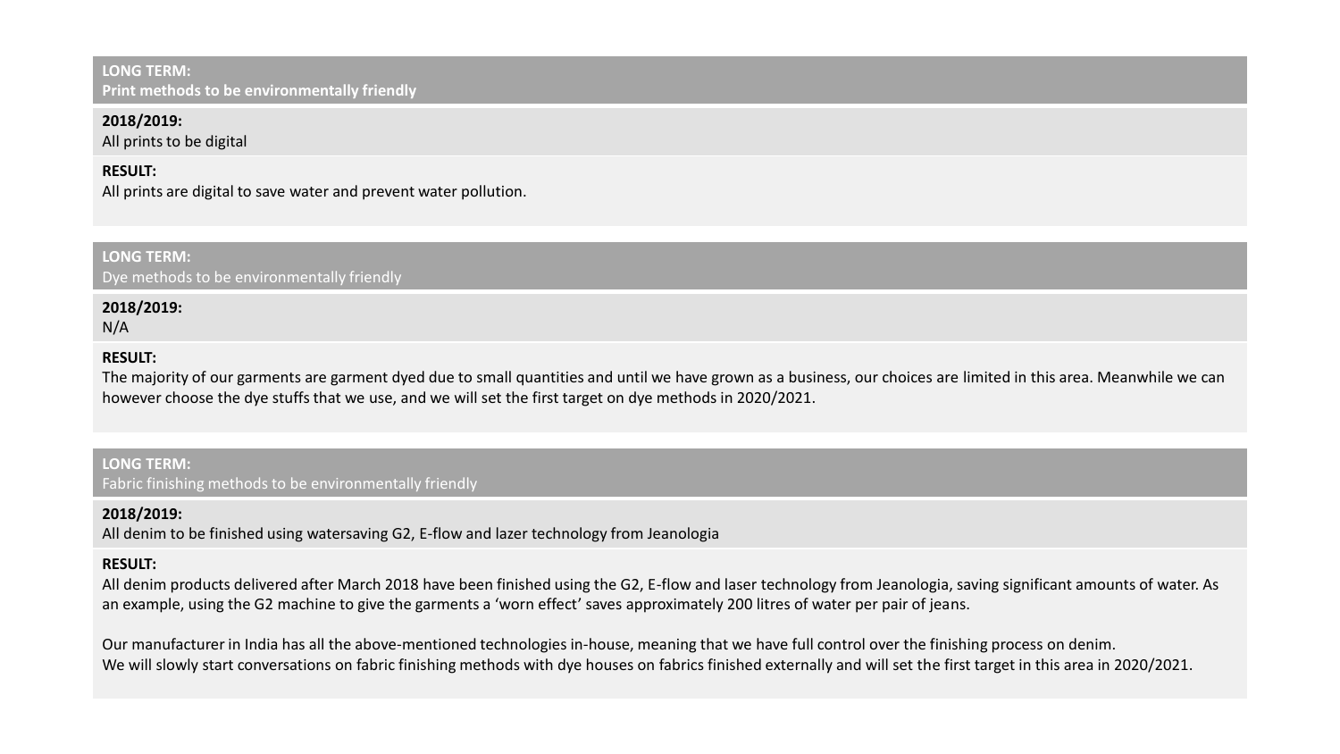**LONG TERM:**
**Print methods to be environmentally friendly**

**2018/2019:**
All prints to be digital

**RESULT:**
All prints are digital to save water and prevent water pollution.

**LONG TERM:**
Dye methods to be environmentally friendly

**2018/2019:**
N/A

**RESULT:**
The majority of our garments are garment dyed due to small quantities and until we have grown as a business, our choices are limited in this area. Meanwhile we can however choose the dye stuffs that we use, and we will set the first target on dye methods in 2020/2021.

**LONG TERM:**
Fabric finishing methods to be environmentally friendly

**2018/2019:**
All denim to be finished using watersaving G2, E-flow and lazer technology from Jeanologia

**RESULT:**
All denim products delivered after March 2018 have been finished using the G2, E-flow and laser technology from Jeanologia, saving significant amounts of water. As an example, using the G2 machine to give the garments a 'worn effect' saves approximately 200 litres of water per pair of jeans.

Our manufacturer in India has all the above-mentioned technologies in-house, meaning that we have full control over the finishing process on denim.
We will slowly start conversations on fabric finishing methods with dye houses on fabrics finished externally and will set the first target in this area in 2020/2021.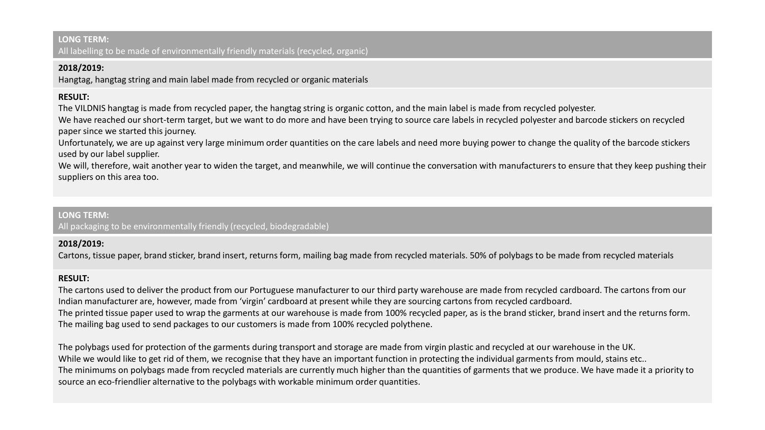**LONG TERM:**
All labelling to be made of environmentally friendly materials (recycled, organic)

**2018/2019:**
Hangtag, hangtag string and main label made from recycled or organic materials

**RESULT:**
The VILDNIS hangtag is made from recycled paper, the hangtag string is organic cotton, and the main label is made from recycled polyester.
We have reached our short-term target, but we want to do more and have been trying to source care labels in recycled polyester and barcode stickers on recycled paper since we started this journey.
Unfortunately, we are up against very large minimum order quantities on the care labels and need more buying power to change the quality of the barcode stickers used by our label supplier.
We will, therefore, wait another year to widen the target, and meanwhile, we will continue the conversation with manufacturers to ensure that they keep pushing their suppliers on this area too.

**LONG TERM:**
All packaging to be environmentally friendly (recycled, biodegradable)

**2018/2019:**
Cartons, tissue paper, brand sticker, brand insert, returns form, mailing bag made from recycled materials. 50% of polybags to be made from recycled materials

**RESULT:**
The cartons used to deliver the product from our Portuguese manufacturer to our third party warehouse are made from recycled cardboard. The cartons from our Indian manufacturer are, however, made from 'virgin' cardboard at present while they are sourcing cartons from recycled cardboard.
The printed tissue paper used to wrap the garments at our warehouse is made from 100% recycled paper, as is the brand sticker, brand insert and the returns form.
The mailing bag used to send packages to our customers is made from 100% recycled polythene.

The polybags used for protection of the garments during transport and storage are made from virgin plastic and recycled at our warehouse in the UK.
While we would like to get rid of them, we recognise that they have an important function in protecting the individual garments from mould, stains etc..
The minimums on polybags made from recycled materials are currently much higher than the quantities of garments that we produce. We have made it a priority to source an eco-friendlier alternative to the polybags with workable minimum order quantities.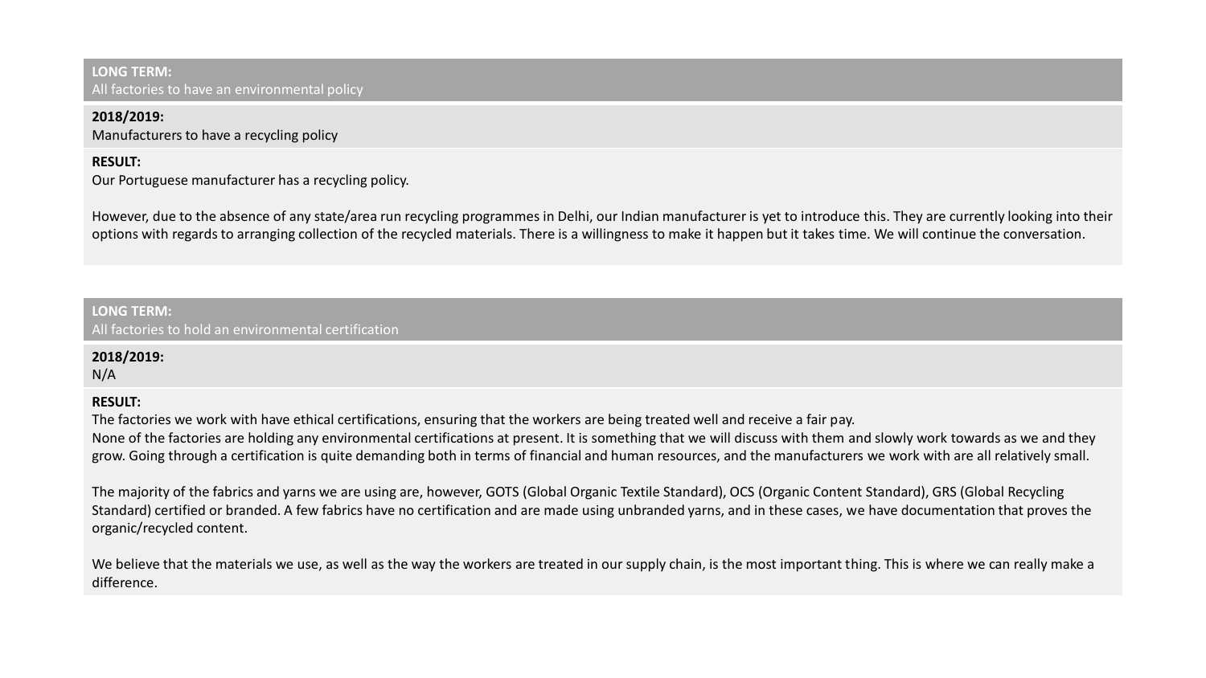**LONG TERM:**
All factories to have an environmental policy

**2018/2019:**
Manufacturers to have a recycling policy

**RESULT:**
Our Portuguese manufacturer has a recycling policy.

However, due to the absence of any state/area run recycling programmes in Delhi, our Indian manufacturer is yet to introduce this. They are currently looking into their options with regards to arranging collection of the recycled materials. There is a willingness to make it happen but it takes time. We will continue the conversation.

**LONG TERM:**
All factories to hold an environmental certification

**2018/2019:**
N/A

**RESULT:**
The factories we work with have ethical certifications, ensuring that the workers are being treated well and receive a fair pay.
None of the factories are holding any environmental certifications at present. It is something that we will discuss with them and slowly work towards as we and they grow. Going through a certification is quite demanding both in terms of financial and human resources, and the manufacturers we work with are all relatively small.

The majority of the fabrics and yarns we are using are, however, GOTS (Global Organic Textile Standard), OCS (Organic Content Standard), GRS (Global Recycling Standard) certified or branded. A few fabrics have no certification and are made using unbranded yarns, and in these cases, we have documentation that proves the organic/recycled content.

We believe that the materials we use, as well as the way the workers are treated in our supply chain, is the most important thing. This is where we can really make a difference.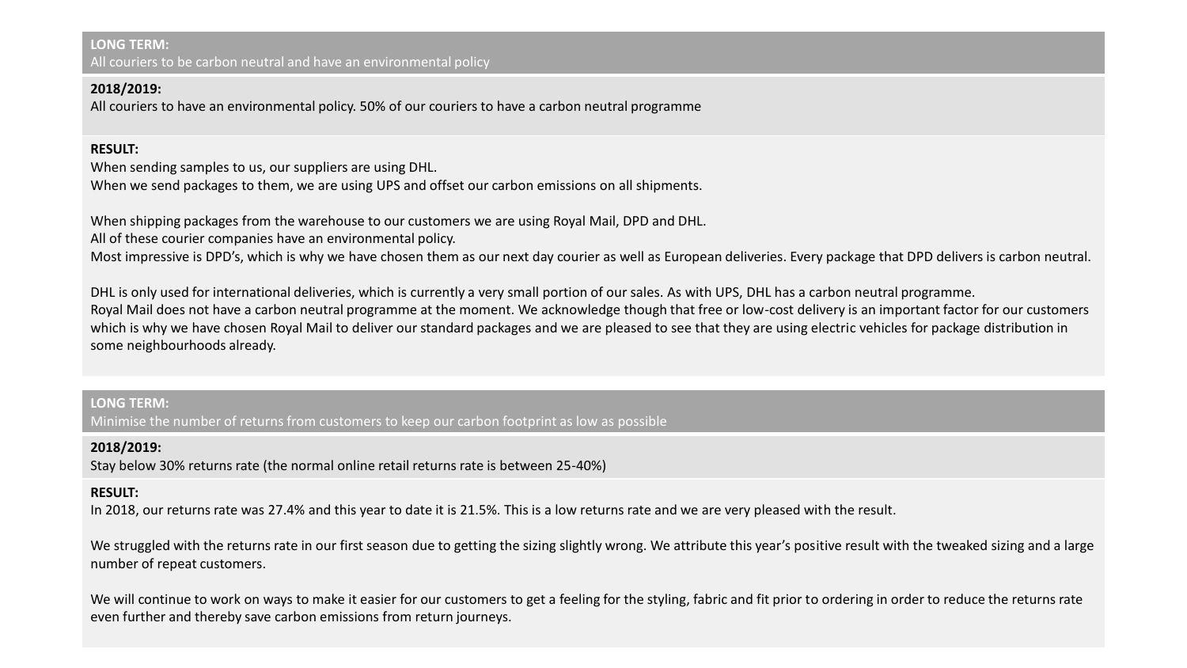**LONG TERM:**
All couriers to be carbon neutral and have an environmental policy

**2018/2019:**
All couriers to have an environmental policy. 50% of our couriers to have a carbon neutral programme

**RESULT:**
When sending samples to us, our suppliers are using DHL.
When we send packages to them, we are using UPS and offset our carbon emissions on all shipments.

When shipping packages from the warehouse to our customers we are using Royal Mail, DPD and DHL.
All of these courier companies have an environmental policy.
Most impressive is DPD's, which is why we have chosen them as our next day courier as well as European deliveries. Every package that DPD delivers is carbon neutral.

DHL is only used for international deliveries, which is currently a very small portion of our sales. As with UPS, DHL has a carbon neutral programme.
Royal Mail does not have a carbon neutral programme at the moment. We acknowledge though that free or low-cost delivery is an important factor for our customers which is why we have chosen Royal Mail to deliver our standard packages and we are pleased to see that they are using electric vehicles for package distribution in some neighbourhoods already.

**LONG TERM:**
Minimise the number of returns from customers to keep our carbon footprint as low as possible

**2018/2019:**
Stay below 30% returns rate (the normal online retail returns rate is between 25-40%)

**RESULT:**
In 2018, our returns rate was 27.4% and this year to date it is 21.5%. This is a low returns rate and we are very pleased with the result.

We struggled with the returns rate in our first season due to getting the sizing slightly wrong. We attribute this year's positive result with the tweaked sizing and a large number of repeat customers.

We will continue to work on ways to make it easier for our customers to get a feeling for the styling, fabric and fit prior to ordering in order to reduce the returns rate even further and thereby save carbon emissions from return journeys.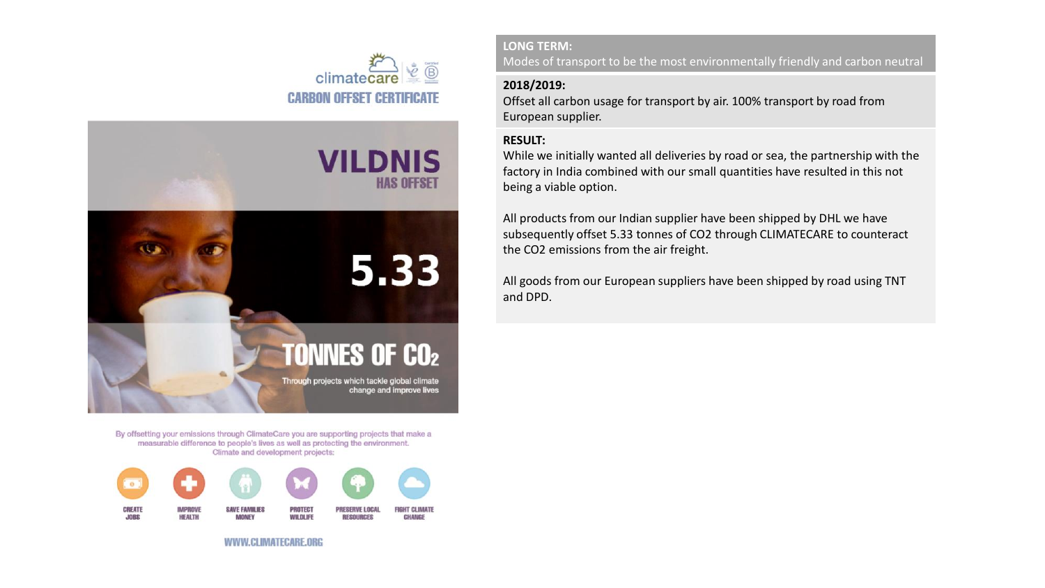climatecare

CARBON OFFSET CERTIFICATE

**VILDNIS**
**HAS OFFSET**

**5.33**

**TONNES OF $CO_2$**

Through projects which tackle global climate change and improve lives

By offsetting your emissions through ClimateCare you are supporting projects that make a measurable difference to people's lives as well as protecting the environment. Climate and development projects:

CREATE JOBS | IMPROVE HEALTH | SAVE FAMILIES MONEY | PROTECT WILDLIFE | PRESERVE LOCAL RESOURCES | FIGHT CLIMATE CHANGE

WWW.CLIMATECARE.ORG

**LONG TERM:**
Modes of transport to be the most environmentally friendly and carbon neutral

**2018/2019:**
Offset all carbon usage for transport by air. 100% transport by road from European supplier.

**RESULT:**
While we initially wanted all deliveries by road or sea, the partnership with the factory in India combined with our small quantities have resulted in this not being a viable option.

All products from our Indian supplier have been shipped by DHL we have subsequently offset 5.33 tonnes of CO2 through CLIMATECARE to counteract the CO2 emissions from the air freight.

All goods from our European suppliers have been shipped by road using TNT and DPD.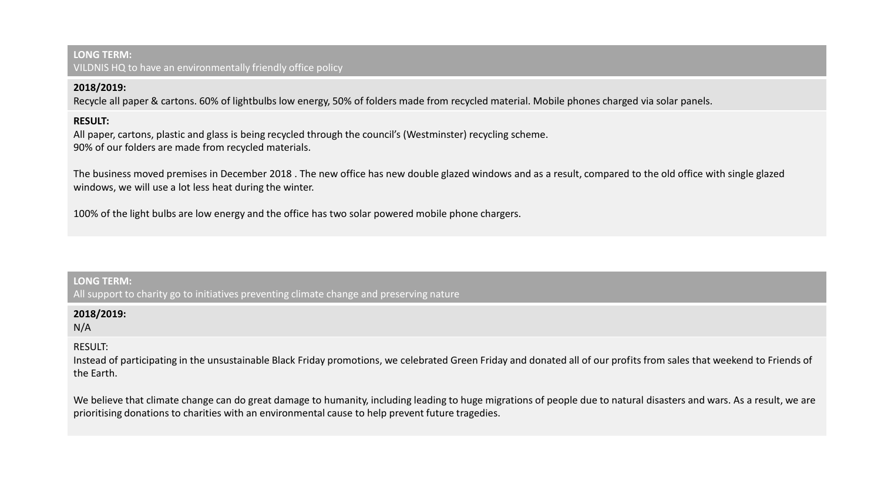**LONG TERM:**
VILDNIS HQ to have an environmentally friendly office policy

**2018/2019:**
Recycle all paper & cartons. 60% of lightbulbs low energy, 50% of folders made from recycled material. Mobile phones charged via solar panels.

**RESULT:**
All paper, cartons, plastic and glass is being recycled through the council's (Westminster) recycling scheme.
90% of our folders are made from recycled materials.

The business moved premises in December 2018 . The new office has new double glazed windows and as a result, compared to the old office with single glazed windows, we will use a lot less heat during the winter.

100% of the light bulbs are low energy and the office has two solar powered mobile phone chargers.

**LONG TERM:**
All support to charity go to initiatives preventing climate change and preserving nature

**2018/2019:**
N/A

RESULT:
Instead of participating in the unsustainable Black Friday promotions, we celebrated Green Friday and donated all of our profits from sales that weekend to Friends of the Earth.

We believe that climate change can do great damage to humanity, including leading to huge migrations of people due to natural disasters and wars. As a result, we are prioritising donations to charities with an environmental cause to help prevent future tragedies.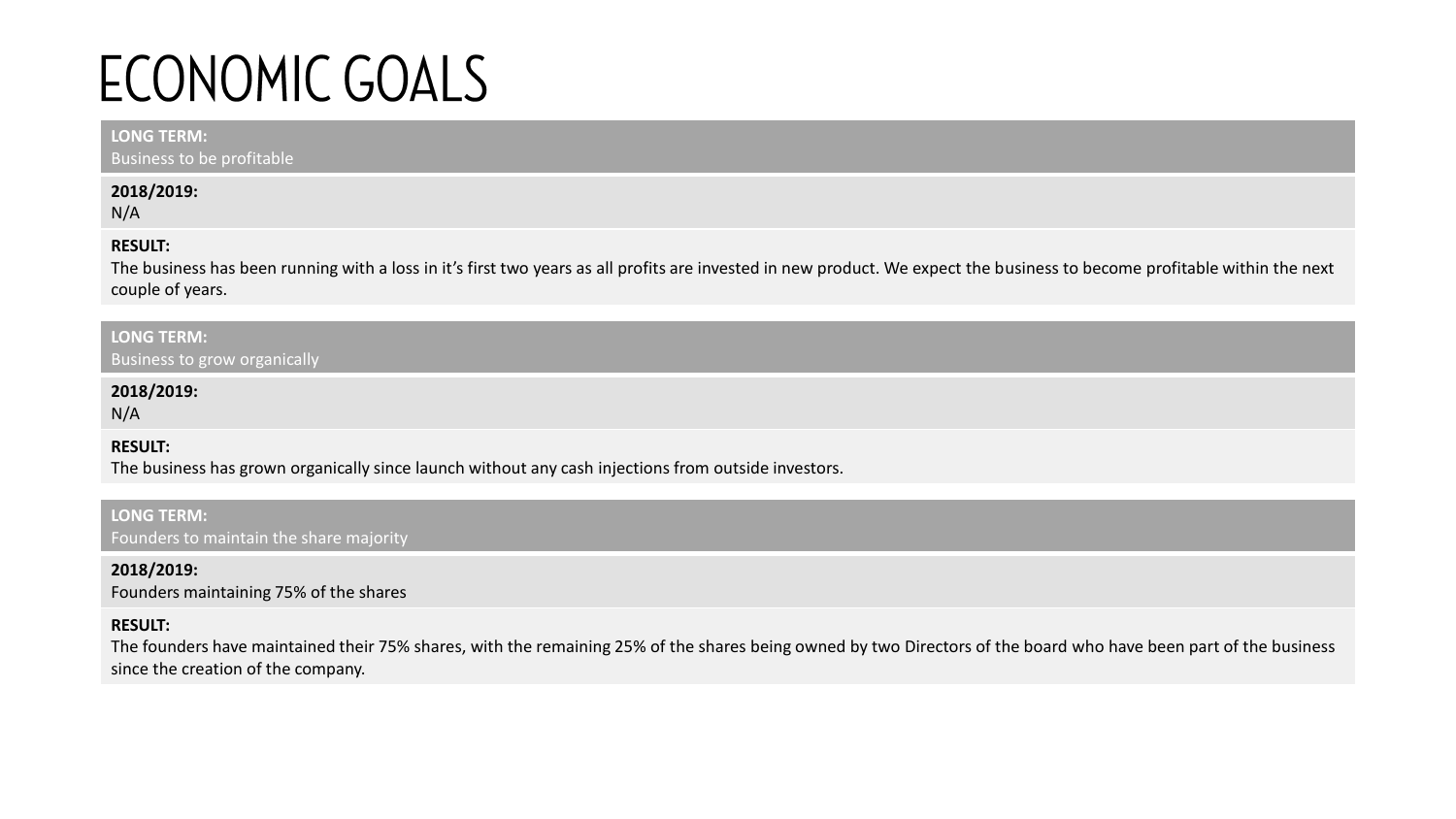# ECONOMIC GOALS

**LONG TERM:**
Business to be profitable

**2018/2019:**
N/A

**RESULT:**
The business has been running with a loss in it's first two years as all profits are invested in new product. We expect the business to become profitable within the next couple of years.

**LONG TERM:**
Business to grow organically

**2018/2019:**
N/A

**RESULT:**
The business has grown organically since launch without any cash injections from outside investors.

**LONG TERM:**
Founders to maintain the share majority

**2018/2019:**
Founders maintaining 75% of the shares

**RESULT:**
The founders have maintained their 75% shares, with the remaining 25% of the shares being owned by two Directors of the board who have been part of the business since the creation of the company.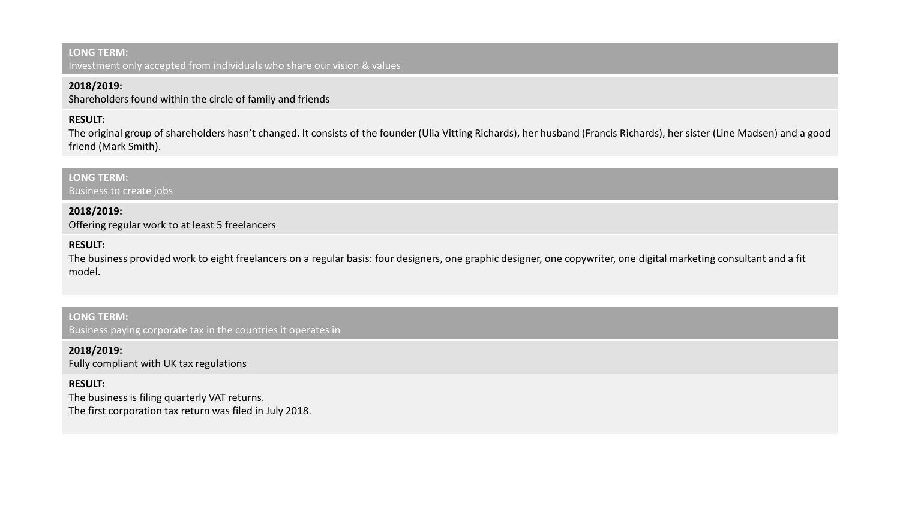**LONG TERM:**
Investment only accepted from individuals who share our vision & values

**2018/2019:**
Shareholders found within the circle of family and friends

**RESULT:**
The original group of shareholders hasn't changed. It consists of the founder (Ulla Vitting Richards), her husband (Francis Richards), her sister (Line Madsen) and a good friend (Mark Smith).

**LONG TERM:**
Business to create jobs

**2018/2019:**
Offering regular work to at least 5 freelancers

**RESULT:**
The business provided work to eight freelancers on a regular basis: four designers, one graphic designer, one copywriter, one digital marketing consultant and a fit model.

**LONG TERM:**
Business paying corporate tax in the countries it operates in

**2018/2019:**
Fully compliant with UK tax regulations

**RESULT:**
The business is filing quarterly VAT returns.
The first corporation tax return was filed in July 2018.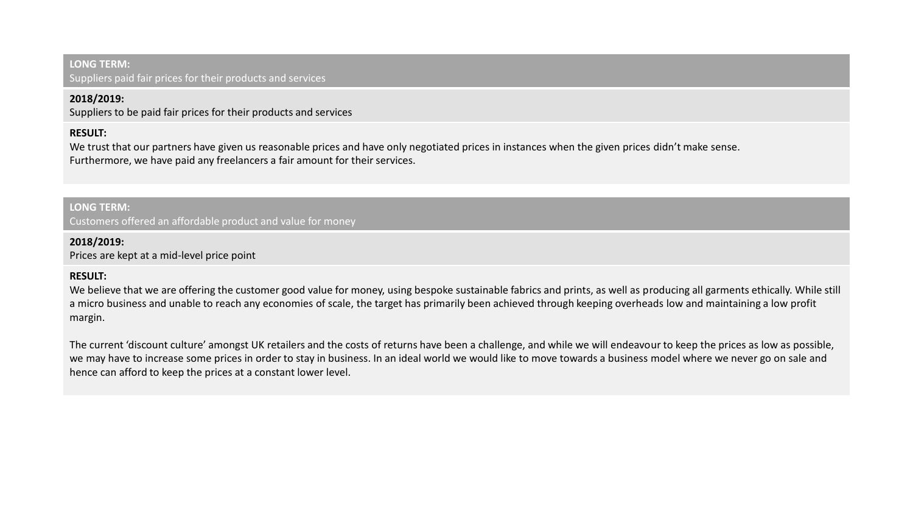**LONG TERM:**
Suppliers paid fair prices for their products and services

**2018/2019:**
Suppliers to be paid fair prices for their products and services

**RESULT:**
We trust that our partners have given us reasonable prices and have only negotiated prices in instances when the given prices didn't make sense.
Furthermore, we have paid any freelancers a fair amount for their services.

**LONG TERM:**
Customers offered an affordable product and value for money

**2018/2019:**
Prices are kept at a mid-level price point

**RESULT:**
We believe that we are offering the customer good value for money, using bespoke sustainable fabrics and prints, as well as producing all garments ethically. While still a micro business and unable to reach any economies of scale, the target has primarily been achieved through keeping overheads low and maintaining a low profit margin.

The current 'discount culture' amongst UK retailers and the costs of returns have been a challenge, and while we will endeavour to keep the prices as low as possible, we may have to increase some prices in order to stay in business. In an ideal world we would like to move towards a business model where we never go on sale and hence can afford to keep the prices at a constant lower level.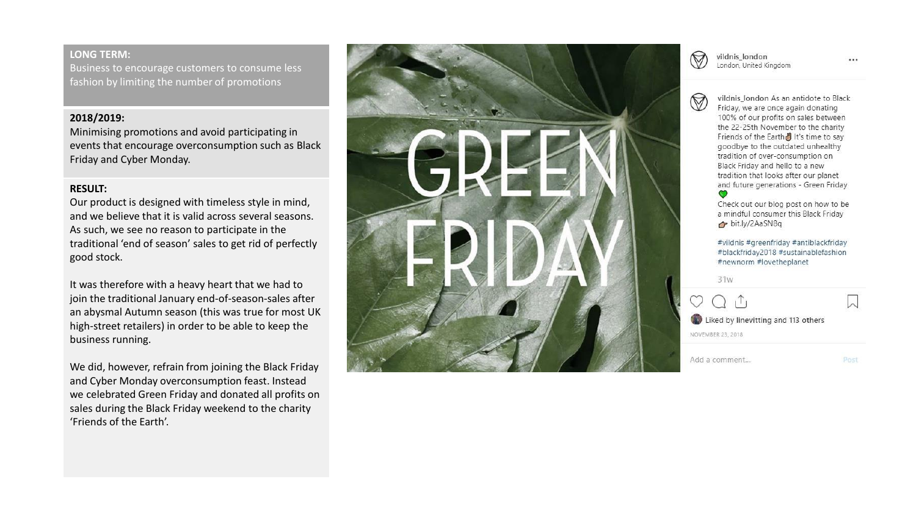**LONG TERM:**
Business to encourage customers to consume less fashion by limiting the number of promotions

**2018/2019:**
Minimising promotions and avoid participating in events that encourage overconsumption such as Black Friday and Cyber Monday.

**RESULT:**
Our product is designed with timeless style in mind, and we believe that it is valid across several seasons. As such, we see no reason to participate in the traditional 'end of season' sales to get rid of perfectly good stock.

It was therefore with a heavy heart that we had to join the traditional January end-of-season-sales after an abysmal Autumn season (this was true for most UK high-street retailers) in order to be able to keep the business running.

We did, however, refrain from joining the Black Friday and Cyber Monday overconsumption feast. Instead we celebrated Green Friday and donated all profits on sales during the Black Friday weekend to the charity 'Friends of the Earth'.

GREEN FRIDAY

vildnis_london
London, United Kingdom

vildnis_london As an antidote to Black Friday, we are once again donating 100% of our profits on sales between the 22-25th November to the charity Friends of the Earth✌ It's time to say goodbye to the outdated unhealthy tradition of over-consumption on Black Friday and hello to a new tradition that looks after our planet and future generations - Green Friday 💚
Check out our blog post on how to be a mindful consumer this Black Friday 👉 bit.ly/2AaSN8q

#vildnis #greenfriday #antiblackfriday #blackfriday2018 #sustainablefashion #newnorm #lovetheplanet

31w

Liked by linevitting and 113 others
NOVEMBER 23, 2018

Add a comment... Post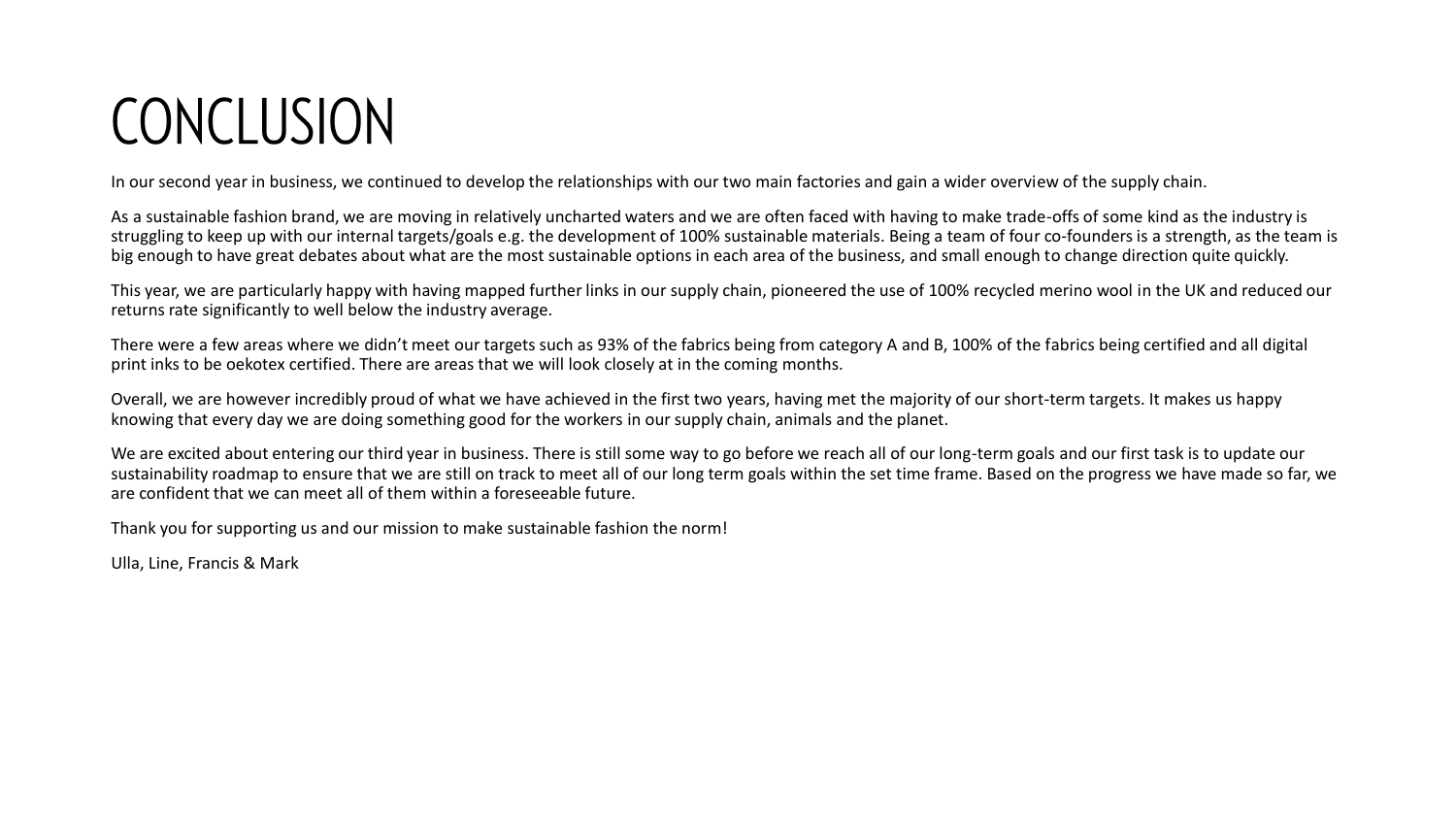# CONCLUSION

In our second year in business, we continued to develop the relationships with our two main factories and gain a wider overview of the supply chain.

As a sustainable fashion brand, we are moving in relatively uncharted waters and we are often faced with having to make trade-offs of some kind as the industry is struggling to keep up with our internal targets/goals e.g. the development of 100% sustainable materials. Being a team of four co-founders is a strength, as the team is big enough to have great debates about what are the most sustainable options in each area of the business, and small enough to change direction quite quickly.

This year, we are particularly happy with having mapped further links in our supply chain, pioneered the use of 100% recycled merino wool in the UK and reduced our returns rate significantly to well below the industry average.

There were a few areas where we didn't meet our targets such as 93% of the fabrics being from category A and B, 100% of the fabrics being certified and all digital print inks to be oekotex certified. There are areas that we will look closely at in the coming months.

Overall, we are however incredibly proud of what we have achieved in the first two years, having met the majority of our short-term targets. It makes us happy knowing that every day we are doing something good for the workers in our supply chain, animals and the planet.

We are excited about entering our third year in business. There is still some way to go before we reach all of our long-term goals and our first task is to update our sustainability roadmap to ensure that we are still on track to meet all of our long term goals within the set time frame. Based on the progress we have made so far, we are confident that we can meet all of them within a foreseeable future.

Thank you for supporting us and our mission to make sustainable fashion the norm!

Ulla, Line, Francis & Mark